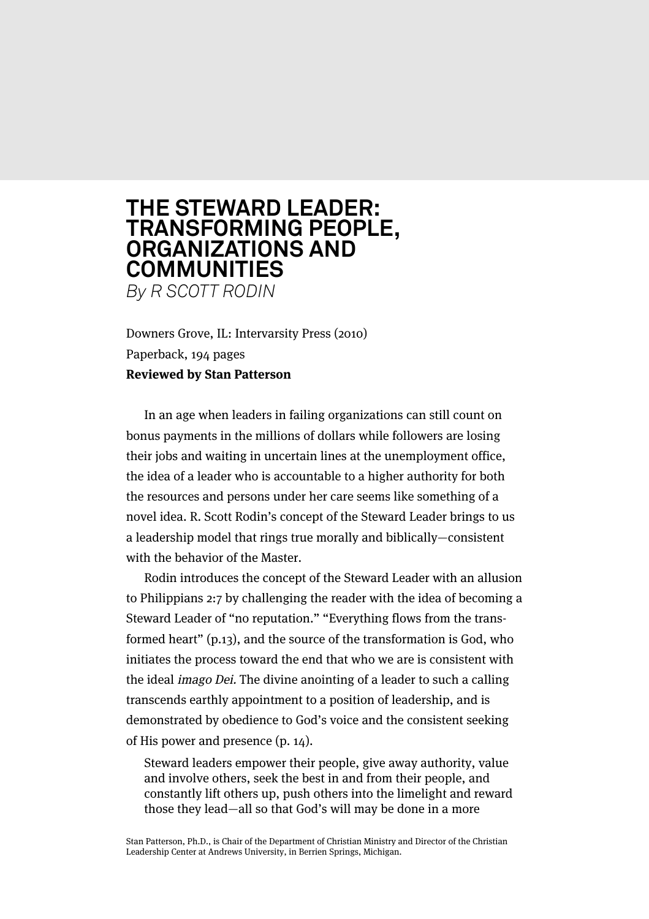# THE STEWARD LEADER: TRANSFORMING PEOPLE, ORGANIZATIONS AND COMMUNITIES

*By R SCOTT RODIN*

Downers Grove, IL: Intervarsity Press (2010)
Paperback, 194 pages
**Reviewed by Stan Patterson**

In an age when leaders in failing organizations can still count on bonus payments in the millions of dollars while followers are losing their jobs and waiting in uncertain lines at the unemployment office, the idea of a leader who is accountable to a higher authority for both the resources and persons under her care seems like something of a novel idea. R. Scott Rodin's concept of the Steward Leader brings to us a leadership model that rings true morally and biblically—consistent with the behavior of the Master.

Rodin introduces the concept of the Steward Leader with an allusion to Philippians 2:7 by challenging the reader with the idea of becoming a Steward Leader of "no reputation." "Everything flows from the transformed heart" (p.13), and the source of the transformation is God, who initiates the process toward the end that who we are is consistent with the ideal *imago Dei.* The divine anointing of a leader to such a calling transcends earthly appointment to a position of leadership, and is demonstrated by obedience to God's voice and the consistent seeking of His power and presence (p. 14).

> Steward leaders empower their people, give away authority, value and involve others, seek the best in and from their people, and constantly lift others up, push others into the limelight and reward those they lead—all so that God's will may be done in a more

Stan Patterson, Ph.D., is Chair of the Department of Christian Ministry and Director of the Christian Leadership Center at Andrews University, in Berrien Springs, Michigan.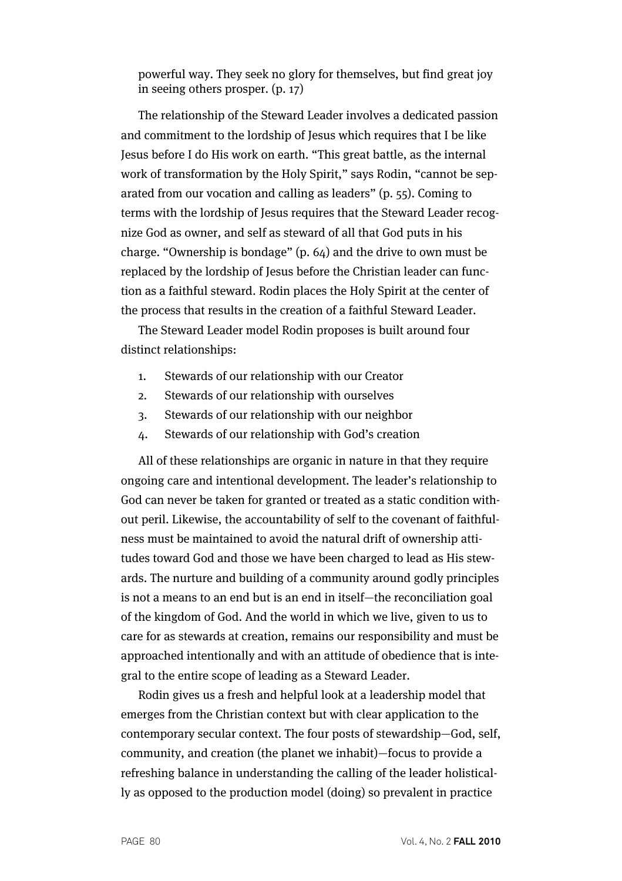powerful way. They seek no glory for themselves, but find great joy in seeing others prosper. (p. 17)

The relationship of the Steward Leader involves a dedicated passion and commitment to the lordship of Jesus which requires that I be like Jesus before I do His work on earth. "This great battle, as the internal work of transformation by the Holy Spirit," says Rodin, "cannot be separated from our vocation and calling as leaders" (p. 55). Coming to terms with the lordship of Jesus requires that the Steward Leader recognize God as owner, and self as steward of all that God puts in his charge. "Ownership is bondage" (p. 64) and the drive to own must be replaced by the lordship of Jesus before the Christian leader can function as a faithful steward. Rodin places the Holy Spirit at the center of the process that results in the creation of a faithful Steward Leader.

The Steward Leader model Rodin proposes is built around four distinct relationships:

1. Stewards of our relationship with our Creator
2. Stewards of our relationship with ourselves
3. Stewards of our relationship with our neighbor
4. Stewards of our relationship with God's creation

All of these relationships are organic in nature in that they require ongoing care and intentional development. The leader's relationship to God can never be taken for granted or treated as a static condition without peril. Likewise, the accountability of self to the covenant of faithfulness must be maintained to avoid the natural drift of ownership attitudes toward God and those we have been charged to lead as His stewards. The nurture and building of a community around godly principles is not a means to an end but is an end in itself—the reconciliation goal of the kingdom of God. And the world in which we live, given to us to care for as stewards at creation, remains our responsibility and must be approached intentionally and with an attitude of obedience that is integral to the entire scope of leading as a Steward Leader.

Rodin gives us a fresh and helpful look at a leadership model that emerges from the Christian context but with clear application to the contemporary secular context. The four posts of stewardship—God, self, community, and creation (the planet we inhabit)—focus to provide a refreshing balance in understanding the calling of the leader holistically as opposed to the production model (doing) so prevalent in practice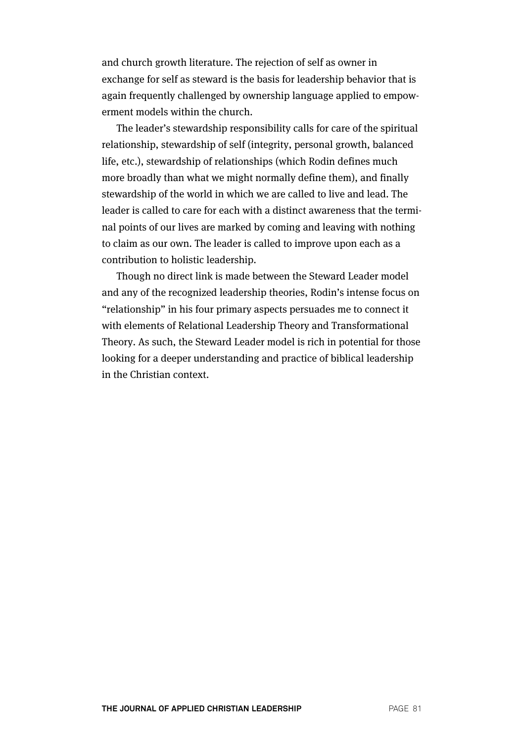and church growth literature. The rejection of self as owner in exchange for self as steward is the basis for leadership behavior that is again frequently challenged by ownership language applied to empowerment models within the church.

The leader's stewardship responsibility calls for care of the spiritual relationship, stewardship of self (integrity, personal growth, balanced life, etc.), stewardship of relationships (which Rodin defines much more broadly than what we might normally define them), and finally stewardship of the world in which we are called to live and lead. The leader is called to care for each with a distinct awareness that the terminal points of our lives are marked by coming and leaving with nothing to claim as our own. The leader is called to improve upon each as a contribution to holistic leadership.

Though no direct link is made between the Steward Leader model and any of the recognized leadership theories, Rodin's intense focus on "relationship" in his four primary aspects persuades me to connect it with elements of Relational Leadership Theory and Transformational Theory. As such, the Steward Leader model is rich in potential for those looking for a deeper understanding and practice of biblical leadership in the Christian context.